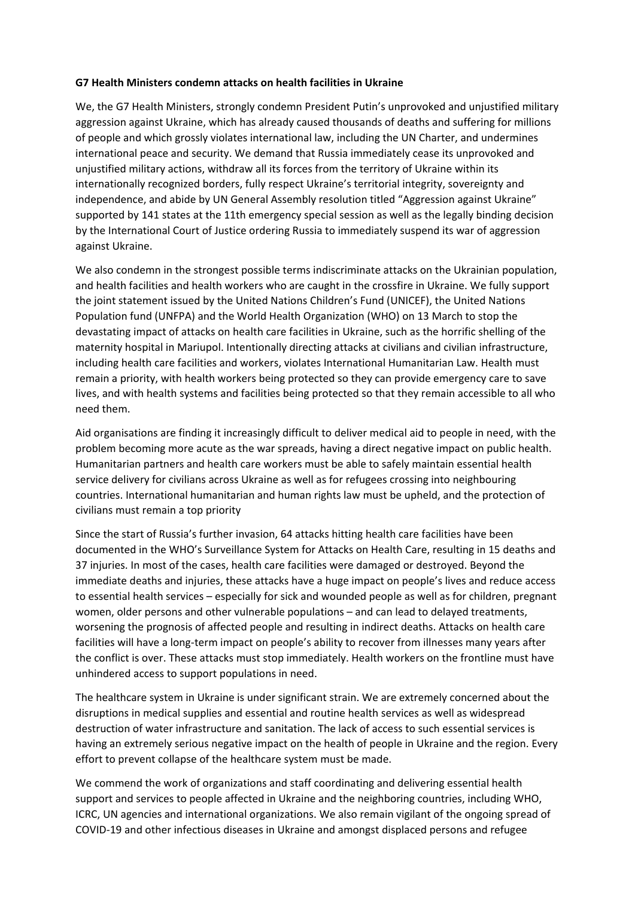**G7 Health Ministers condemn attacks on health facilities in Ukraine**

We, the G7 Health Ministers, strongly condemn President Putin's unprovoked and unjustified military aggression against Ukraine, which has already caused thousands of deaths and suffering for millions of people and which grossly violates international law, including the UN Charter, and undermines international peace and security. We demand that Russia immediately cease its unprovoked and unjustified military actions, withdraw all its forces from the territory of Ukraine within its internationally recognized borders, fully respect Ukraine's territorial integrity, sovereignty and independence, and abide by UN General Assembly resolution titled "Aggression against Ukraine" supported by 141 states at the 11th emergency special session as well as the legally binding decision by the International Court of Justice ordering Russia to immediately suspend its war of aggression against Ukraine.

We also condemn in the strongest possible terms indiscriminate attacks on the Ukrainian population, and health facilities and health workers who are caught in the crossfire in Ukraine. We fully support the joint statement issued by the United Nations Children's Fund (UNICEF), the United Nations Population fund (UNFPA) and the World Health Organization (WHO) on 13 March to stop the devastating impact of attacks on health care facilities in Ukraine, such as the horrific shelling of the maternity hospital in Mariupol. Intentionally directing attacks at civilians and civilian infrastructure, including health care facilities and workers, violates International Humanitarian Law. Health must remain a priority, with health workers being protected so they can provide emergency care to save lives, and with health systems and facilities being protected so that they remain accessible to all who need them.

Aid organisations are finding it increasingly difficult to deliver medical aid to people in need, with the problem becoming more acute as the war spreads, having a direct negative impact on public health. Humanitarian partners and health care workers must be able to safely maintain essential health service delivery for civilians across Ukraine as well as for refugees crossing into neighbouring countries. International humanitarian and human rights law must be upheld, and the protection of civilians must remain a top priority

Since the start of Russia's further invasion, 64 attacks hitting health care facilities have been documented in the WHO's Surveillance System for Attacks on Health Care, resulting in 15 deaths and 37 injuries. In most of the cases, health care facilities were damaged or destroyed. Beyond the immediate deaths and injuries, these attacks have a huge impact on people's lives and reduce access to essential health services – especially for sick and wounded people as well as for children, pregnant women, older persons and other vulnerable populations – and can lead to delayed treatments, worsening the prognosis of affected people and resulting in indirect deaths. Attacks on health care facilities will have a long-term impact on people's ability to recover from illnesses many years after the conflict is over. These attacks must stop immediately. Health workers on the frontline must have unhindered access to support populations in need.

The healthcare system in Ukraine is under significant strain. We are extremely concerned about the disruptions in medical supplies and essential and routine health services as well as widespread destruction of water infrastructure and sanitation. The lack of access to such essential services is having an extremely serious negative impact on the health of people in Ukraine and the region. Every effort to prevent collapse of the healthcare system must be made.

We commend the work of organizations and staff coordinating and delivering essential health support and services to people affected in Ukraine and the neighboring countries, including WHO, ICRC, UN agencies and international organizations. We also remain vigilant of the ongoing spread of COVID-19 and other infectious diseases in Ukraine and amongst displaced persons and refugee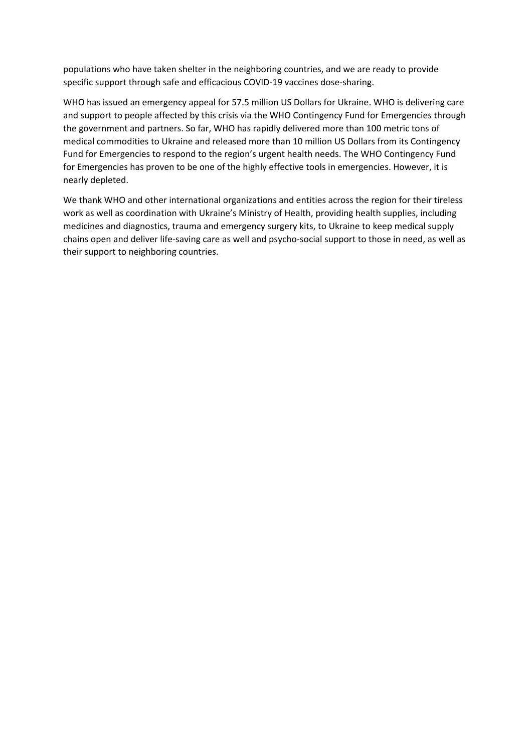populations who have taken shelter in the neighboring countries, and we are ready to provide specific support through safe and efficacious COVID-19 vaccines dose-sharing.

WHO has issued an emergency appeal for 57.5 million US Dollars for Ukraine. WHO is delivering care and support to people affected by this crisis via the WHO Contingency Fund for Emergencies through the government and partners. So far, WHO has rapidly delivered more than 100 metric tons of medical commodities to Ukraine and released more than 10 million US Dollars from its Contingency Fund for Emergencies to respond to the region's urgent health needs. The WHO Contingency Fund for Emergencies has proven to be one of the highly effective tools in emergencies. However, it is nearly depleted.

We thank WHO and other international organizations and entities across the region for their tireless work as well as coordination with Ukraine's Ministry of Health, providing health supplies, including medicines and diagnostics, trauma and emergency surgery kits, to Ukraine to keep medical supply chains open and deliver life-saving care as well and psycho-social support to those in need, as well as their support to neighboring countries.